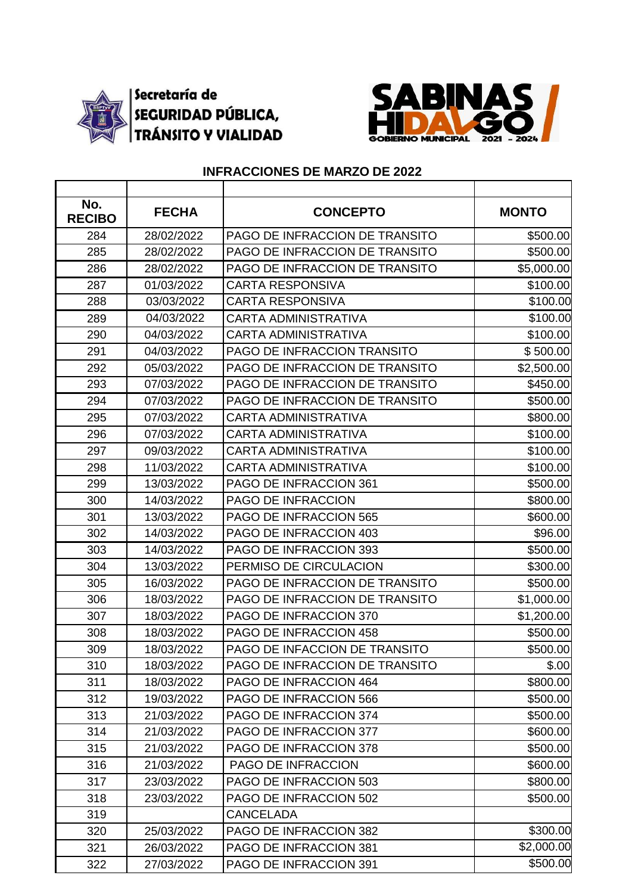Secretaría de SEGURIDAD PÚBLICA, TRÁNSITO Y VIALIDAD

SABINAS HIDALGO GOBIERNO MUNICIPAL 2021 - 2024

## INFRACCIONES DE MARZO DE 2022

| No. RECIBO | FECHA | CONCEPTO | MONTO |
|---|---|---|---|
| 284 | 28/02/2022 | PAGO DE INFRACCION DE TRANSITO | $500.00 |
| 285 | 28/02/2022 | PAGO DE INFRACCION DE TRANSITO | $500.00 |
| 286 | 28/02/2022 | PAGO DE INFRACCION DE TRANSITO | $5,000.00 |
| 287 | 01/03/2022 | CARTA RESPONSIVA | $100.00 |
| 288 | 03/03/2022 | CARTA RESPONSIVA | $100.00 |
| 289 | 04/03/2022 | CARTA ADMINISTRATIVA | $100.00 |
| 290 | 04/03/2022 | CARTA ADMINISTRATIVA | $100.00 |
| 291 | 04/03/2022 | PAGO DE INFRACCION TRANSITO | $ 500.00 |
| 292 | 05/03/2022 | PAGO DE INFRACCION DE TRANSITO | $2,500.00 |
| 293 | 07/03/2022 | PAGO DE INFRACCION DE TRANSITO | $450.00 |
| 294 | 07/03/2022 | PAGO DE INFRACCION DE TRANSITO | $500.00 |
| 295 | 07/03/2022 | CARTA ADMINISTRATIVA | $800.00 |
| 296 | 07/03/2022 | CARTA ADMINISTRATIVA | $100.00 |
| 297 | 09/03/2022 | CARTA ADMINISTRATIVA | $100.00 |
| 298 | 11/03/2022 | CARTA ADMINISTRATIVA | $100.00 |
| 299 | 13/03/2022 | PAGO DE INFRACCION 361 | $500.00 |
| 300 | 14/03/2022 | PAGO DE INFRACCION | $800.00 |
| 301 | 13/03/2022 | PAGO DE INFRACCION 565 | $600.00 |
| 302 | 14/03/2022 | PAGO DE INFRACCION 403 | $96.00 |
| 303 | 14/03/2022 | PAGO DE INFRACCION 393 | $500.00 |
| 304 | 13/03/2022 | PERMISO DE CIRCULACION | $300.00 |
| 305 | 16/03/2022 | PAGO DE INFRACCION DE TRANSITO | $500.00 |
| 306 | 18/03/2022 | PAGO DE INFRACCION DE TRANSITO | $1,000.00 |
| 307 | 18/03/2022 | PAGO DE INFRACCION 370 | $1,200.00 |
| 308 | 18/03/2022 | PAGO DE INFRACCION 458 | $500.00 |
| 309 | 18/03/2022 | PAGO DE INFACCION DE TRANSITO | $500.00 |
| 310 | 18/03/2022 | PAGO DE INFRACCION DE TRANSITO | $.00 |
| 311 | 18/03/2022 | PAGO DE INFRACCION 464 | $800.00 |
| 312 | 19/03/2022 | PAGO DE INFRACCION 566 | $500.00 |
| 313 | 21/03/2022 | PAGO DE INFRACCION 374 | $500.00 |
| 314 | 21/03/2022 | PAGO DE INFRACCION 377 | $600.00 |
| 315 | 21/03/2022 | PAGO DE INFRACCION 378 | $500.00 |
| 316 | 21/03/2022 | PAGO DE INFRACCION | $600.00 |
| 317 | 23/03/2022 | PAGO DE INFRACCION 503 | $800.00 |
| 318 | 23/03/2022 | PAGO DE INFRACCION 502 | $500.00 |
| 319 | | CANCELADA | |
| 320 | 25/03/2022 | PAGO DE INFRACCION 382 | $300.00 |
| 321 | 26/03/2022 | PAGO DE INFRACCION 381 | $2,000.00 |
| 322 | 27/03/2022 | PAGO DE INFRACCION 391 | $500.00 |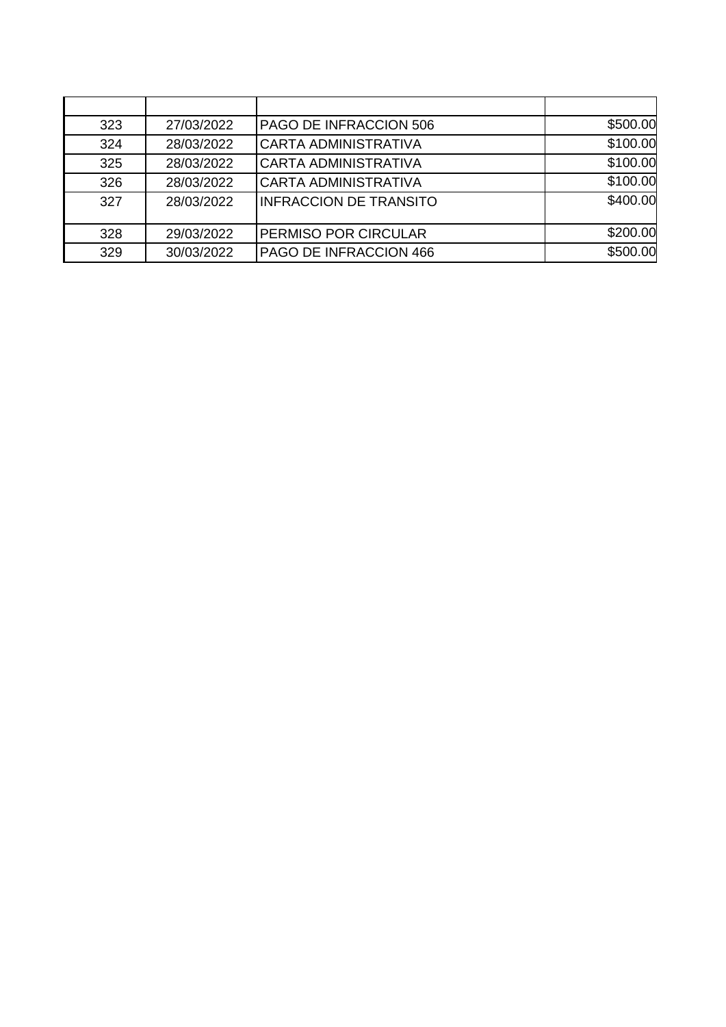| | | | |
|---|---|---|---|
| 323 | 27/03/2022 | PAGO DE INFRACCION 506 | $500.00 |
| 324 | 28/03/2022 | CARTA ADMINISTRATIVA | $100.00 |
| 325 | 28/03/2022 | CARTA ADMINISTRATIVA | $100.00 |
| 326 | 28/03/2022 | CARTA ADMINISTRATIVA | $100.00 |
| 327 | 28/03/2022 | INFRACCION DE TRANSITO | $400.00 |
| 328 | 29/03/2022 | PERMISO POR CIRCULAR | $200.00 |
| 329 | 30/03/2022 | PAGO DE INFRACCION 466 | $500.00 |